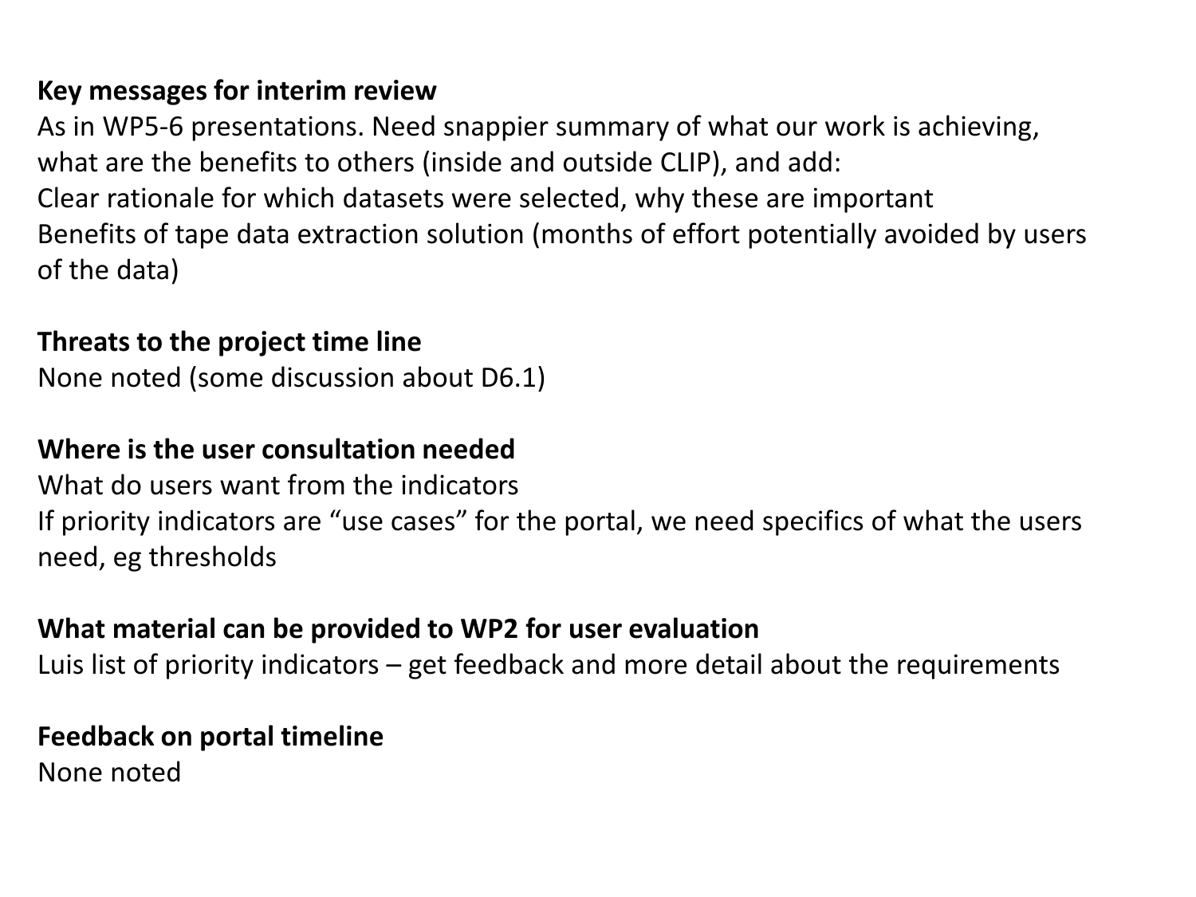**Key messages for interim review**

As in WP5-6 presentations. Need snappier summary of what our work is achieving, what are the benefits to others (inside and outside CLIP), and add:

Clear rationale for which datasets were selected, why these are important

Benefits of tape data extraction solution (months of effort potentially avoided by users of the data)

**Threats to the project time line**

None noted (some discussion about D6.1)

**Where is the user consultation needed**

What do users want from the indicators

If priority indicators are "use cases" for the portal, we need specifics of what the users need, eg thresholds

**What material can be provided to WP2 for user evaluation**

Luis list of priority indicators – get feedback and more detail about the requirements

**Feedback on portal timeline**

None noted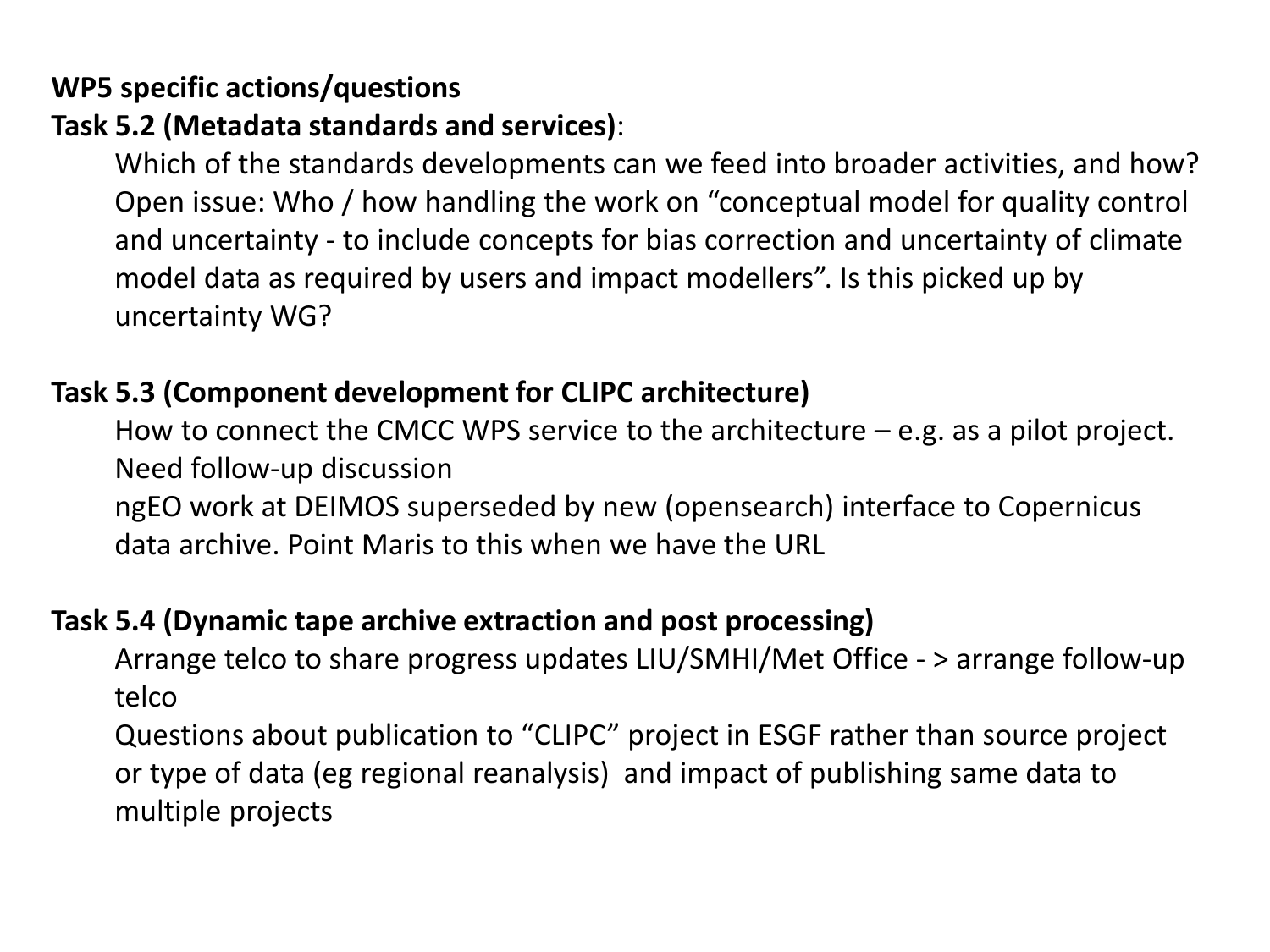**WP5 specific actions/questions**

**Task 5.2 (Metadata standards and services)**:

Which of the standards developments can we feed into broader activities, and how?
Open issue: Who / how handling the work on “conceptual model for quality control and uncertainty - to include concepts for bias correction and uncertainty of climate model data as required by users and impact modellers”. Is this picked up by uncertainty WG?

**Task 5.3 (Component development for CLIPC architecture)**

How to connect the CMCC WPS service to the architecture – e.g. as a pilot project. Need follow-up discussion
ngEO work at DEIMOS superseded by new (opensearch) interface to Copernicus data archive. Point Maris to this when we have the URL

**Task 5.4 (Dynamic tape archive extraction and post processing)**

Arrange telco to share progress updates LIU/SMHI/Met Office - > arrange follow-up telco
Questions about publication to “CLIPC” project in ESGF rather than source project or type of data (eg regional reanalysis) and impact of publishing same data to multiple projects